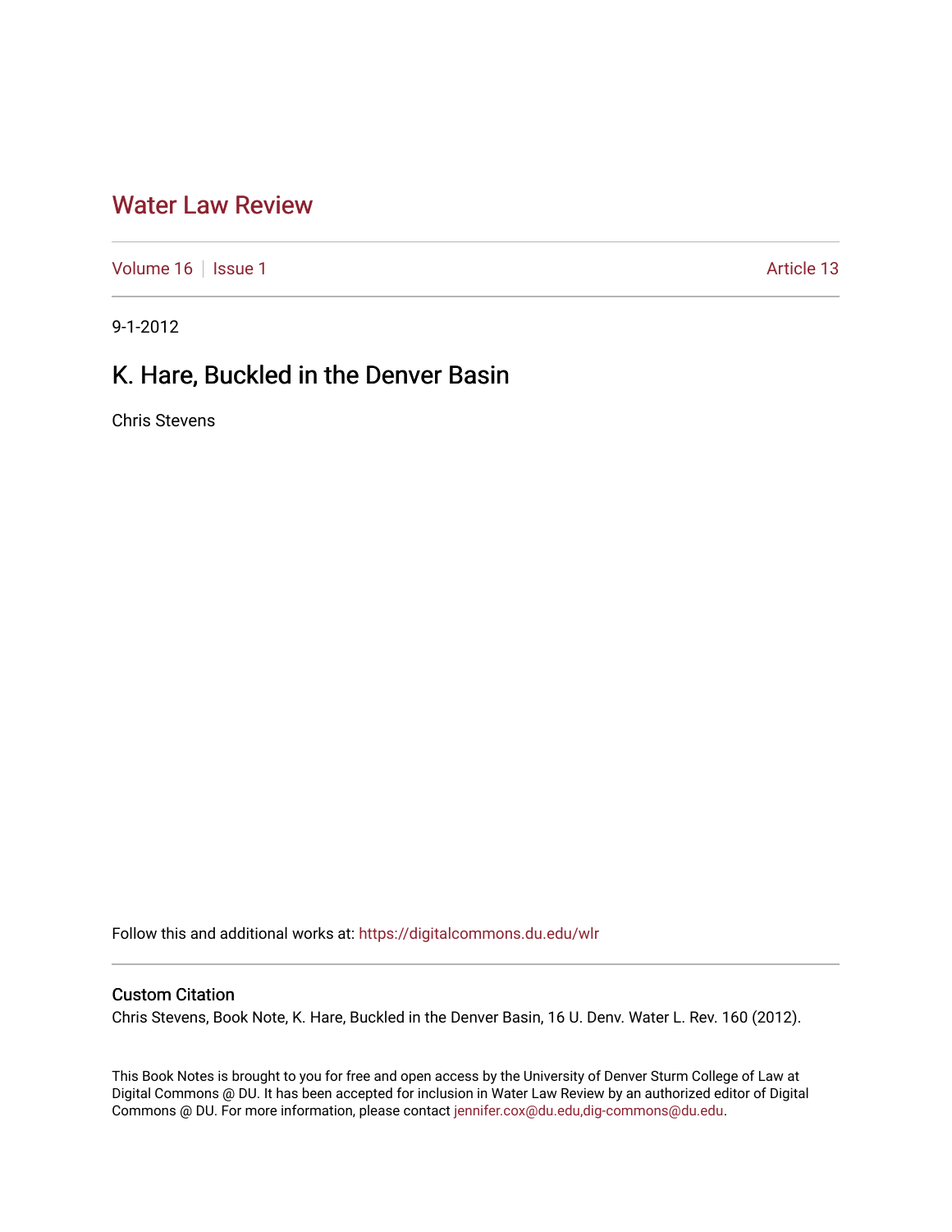# Water Law Review

Volume 16 | Issue 1 | Article 13

9-1-2012

## K. Hare, Buckled in the Denver Basin

Chris Stevens

Follow this and additional works at: https://digitalcommons.du.edu/wlr

### Custom Citation

Chris Stevens, Book Note, K. Hare, Buckled in the Denver Basin, 16 U. Denv. Water L. Rev. 160 (2012).

This Book Notes is brought to you for free and open access by the University of Denver Sturm College of Law at Digital Commons @ DU. It has been accepted for inclusion in Water Law Review by an authorized editor of Digital Commons @ DU. For more information, please contact jennifer.cox@du.edu,dig-commons@du.edu.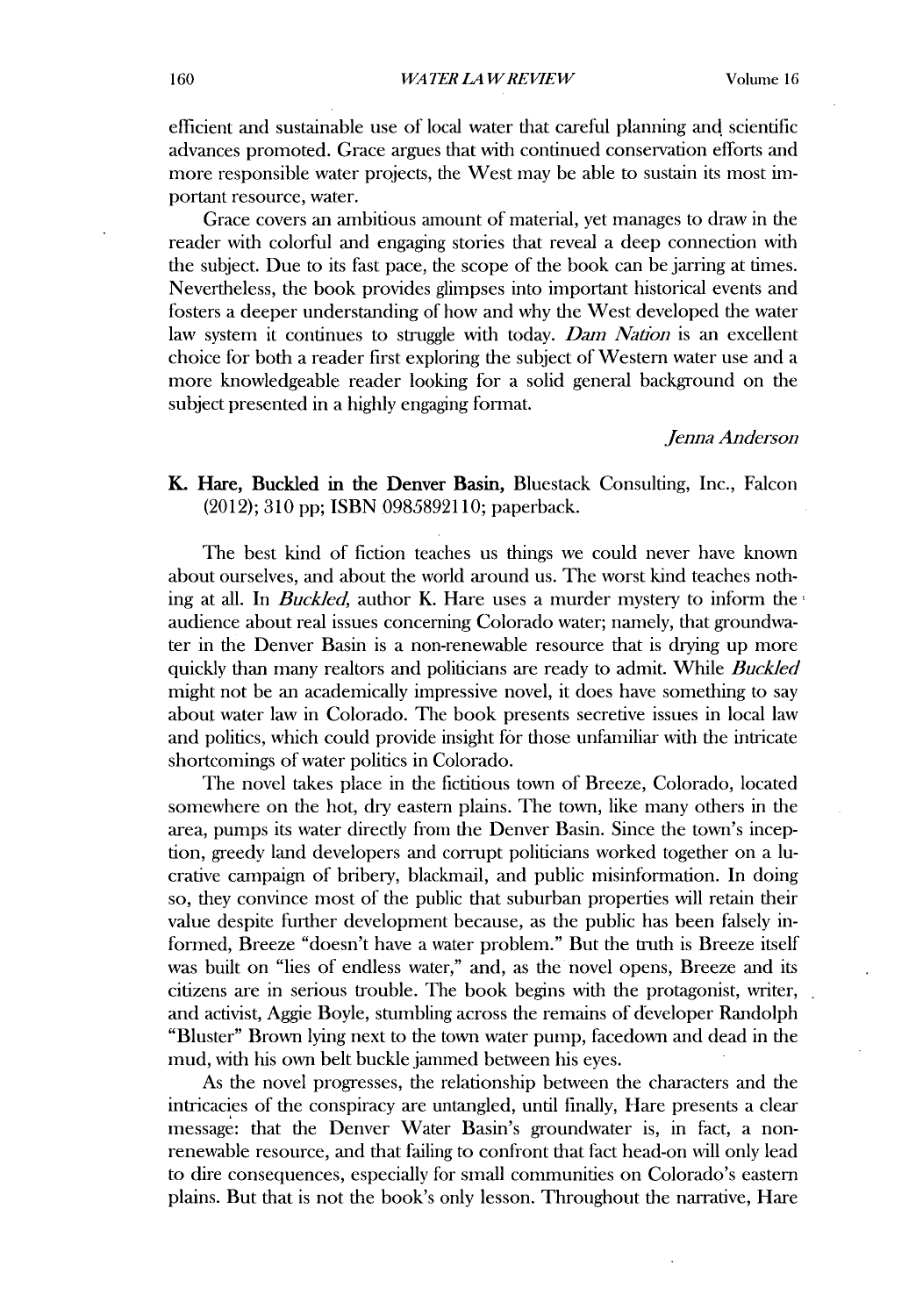efficient and sustainable use of local water that careful planning and scientific advances promoted. Grace argues that with continued conservation efforts and more responsible water projects, the West may be able to sustain its most important resource, water.

Grace covers an ambitious amount of material, yet manages to draw in the reader with colorful and engaging stories that reveal a deep connection with the subject. Due to its fast pace, the scope of the book can be jarring at times. Nevertheless, the book provides glimpses into important historical events and fosters a deeper understanding of how and why the West developed the water law system it continues to struggle with today. *Dam Nation* is an excellent choice for both a reader first exploring the subject of Western water use and a more knowledgeable reader looking for a solid general background on the subject presented in a highly engaging format.

*Jenna Anderson*

**K. Hare, Buckled in the Denver Basin,** Bluestack Consulting, Inc., Falcon (2012); 310 pp; ISBN 0985892110; paperback.

The best kind of fiction teaches us things we could never have known about ourselves, and about the world around us. The worst kind teaches nothing at all. In *Buckled,* author K. Hare uses a murder mystery to inform the audience about real issues concerning Colorado water; namely, that groundwater in the Denver Basin is a non-renewable resource that is drying up more quickly than many realtors and politicians are ready to admit. While *Buckled* might not be an academically impressive novel, it does have something to say about water law in Colorado. The book presents secretive issues in local law and politics, which could provide insight for those unfamiliar with the intricate shortcomings of water politics in Colorado.

The novel takes place in the fictitious town of Breeze, Colorado, located somewhere on the hot, dry eastern plains. The town, like many others in the area, pumps its water directly from the Denver Basin. Since the town's inception, greedy land developers and corrupt politicians worked together on a lucrative campaign of bribery, blackmail, and public misinformation. In doing so, they convince most of the public that suburban properties will retain their value despite further development because, as the public has been falsely informed, Breeze "doesn't have a water problem." But the truth is Breeze itself was built on "lies of endless water," and, as the novel opens, Breeze and its citizens are in serious trouble. The book begins with the protagonist, writer, and activist, Aggie Boyle, stumbling across the remains of developer Randolph "Bluster" Brown lying next to the town water pump, facedown and dead in the mud, with his own belt buckle jammed between his eyes.

As the novel progresses, the relationship between the characters and the intricacies of the conspiracy are untangled, until finally, Hare presents a clear message: that the Denver Water Basin's groundwater is, in fact, a non-renewable resource, and that failing to confront that fact head-on will only lead to dire consequences, especially for small communities on Colorado's eastern plains. But that is not the book's only lesson. Throughout the narrative, Hare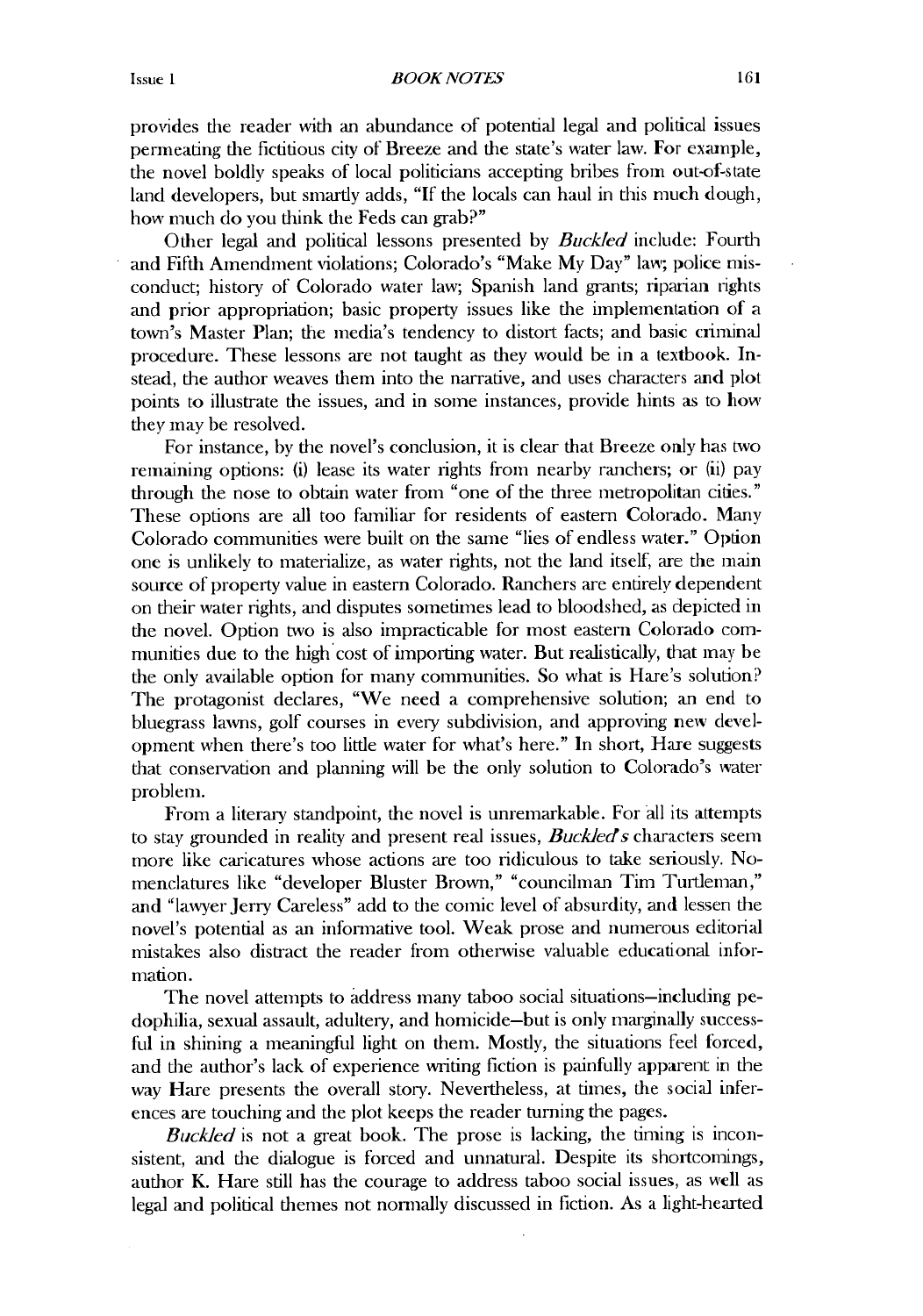provides the reader with an abundance of potential legal and political issues permeating the fictitious city of Breeze and the state's water law. For example, the novel boldly speaks of local politicians accepting bribes from out-of-state land developers, but smartly adds, "If the locals can haul in this much dough, how much do you think the Feds can grab?"

Other legal and political lessons presented by *Buckled* include: Fourth and Fifth Amendment violations; Colorado's "Make My Day" law; police misconduct; history of Colorado water law; Spanish land grants; riparian rights and prior appropriation; basic property issues like the implementation of a town's Master Plan; the media's tendency to distort facts; and basic criminal procedure. These lessons are not taught as they would be in a textbook. Instead, the author weaves them into the narrative, and uses characters and plot points to illustrate the issues, and in some instances, provide hints as to how they may be resolved.

For instance, by the novel's conclusion, it is clear that Breeze only has two remaining options: (i) lease its water rights from nearby ranchers; or (ii) pay through the nose to obtain water from "one of the three metropolitan cities." These options are all too familiar for residents of eastern Colorado. Many Colorado communities were built on the same "lies of endless water." Option one is unlikely to materialize, as water rights, not the land itself, are the main source of property value in eastern Colorado. Ranchers are entirely dependent on their water rights, and disputes sometimes lead to bloodshed, as depicted in the novel. Option two is also impracticable for most eastern Colorado communities due to the high cost of importing water. But realistically, that may be the only available option for many communities. So what is Hare's solution? The protagonist declares, "We need a comprehensive solution; an end to bluegrass lawns, golf courses in every subdivision, and approving new development when there's too little water for what's here." In short, Hare suggests that conservation and planning will be the only solution to Colorado's water problem.

From a literary standpoint, the novel is unremarkable. For all its attempts to stay grounded in reality and present real issues, *Buckled's* characters seem more like caricatures whose actions are too ridiculous to take seriously. Nomenclatures like "developer Bluster Brown," "councilman Tim Turtleman," and "lawyer Jerry Careless" add to the comic level of absurdity, and lessen the novel's potential as an informative tool. Weak prose and numerous editorial mistakes also distract the reader from otherwise valuable educational information.

The novel attempts to address many taboo social situations—including pedophilia, sexual assault, adultery, and homicide—but is only marginally successful in shining a meaningful light on them. Mostly, the situations feel forced, and the author's lack of experience writing fiction is painfully apparent in the way Hare presents the overall story. Nevertheless, at times, the social inferences are touching and the plot keeps the reader turning the pages.

*Buckled* is not a great book. The prose is lacking, the timing is inconsistent, and the dialogue is forced and unnatural. Despite its shortcomings, author K. Hare still has the courage to address taboo social issues, as well as legal and political themes not normally discussed in fiction. As a light-hearted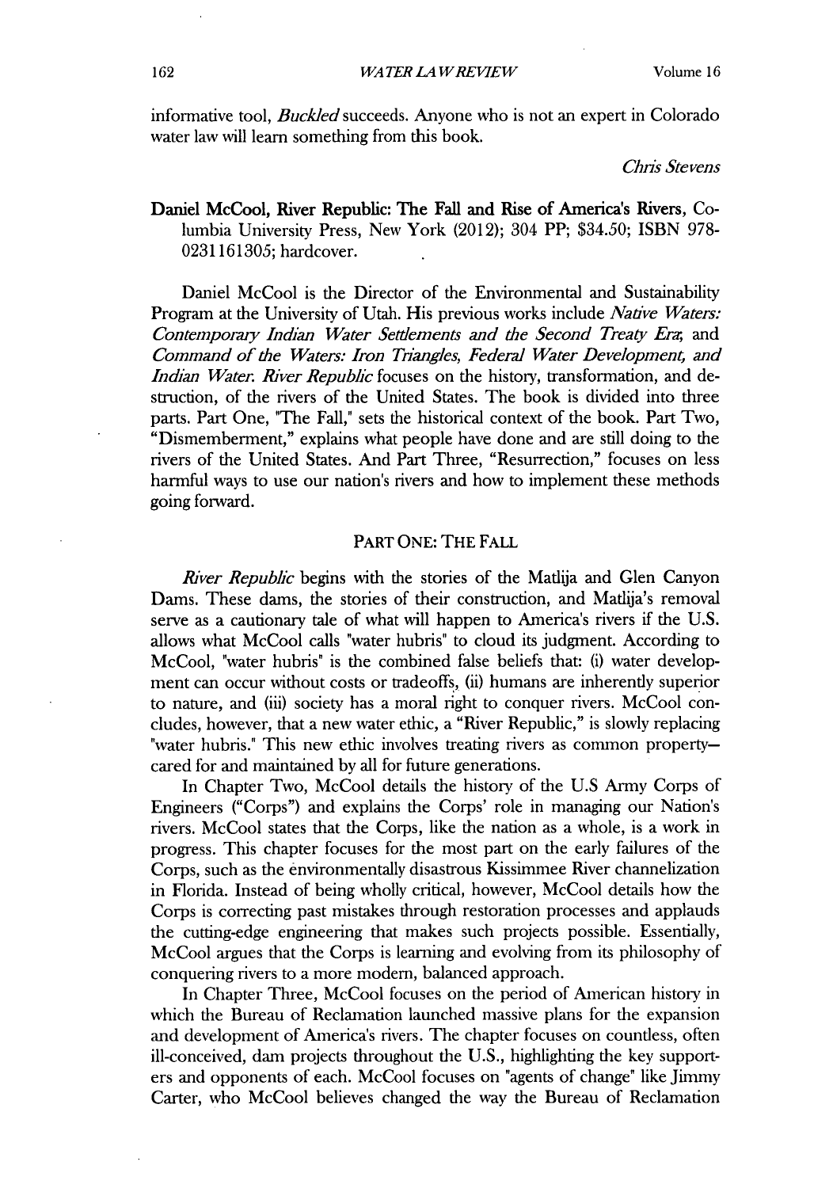informative tool, *Buckled* succeeds. Anyone who is not an expert in Colorado water law will learn something from this book.

*Chris Stevens*

**Daniel McCool, River Republic: The Fall and Rise of America's Rivers,** Columbia University Press, New York (2012); 304 PP; $34.50; ISBN 978-0231161305; hardcover.

Daniel McCool is the Director of the Environmental and Sustainability Program at the University of Utah. His previous works include *Native Waters: Contemporary Indian Water Settlements and the Second Treaty Era*, and *Command of the Waters: Iron Triangles, Federal Water Development, and Indian Water*. *River Republic* focuses on the history, transformation, and destruction, of the rivers of the United States. The book is divided into three parts. Part One, "The Fall," sets the historical context of the book. Part Two, "Dismemberment," explains what people have done and are still doing to the rivers of the United States. And Part Three, "Resurrection," focuses on less harmful ways to use our nation's rivers and how to implement these methods going forward.

## PART ONE: THE FALL

*River Republic* begins with the stories of the Matlija and Glen Canyon Dams. These dams, the stories of their construction, and Matlija's removal serve as a cautionary tale of what will happen to America's rivers if the U.S. allows what McCool calls "water hubris" to cloud its judgment. According to McCool, "water hubris" is the combined false beliefs that: (i) water development can occur without costs or tradeoffs, (ii) humans are inherently superior to nature, and (iii) society has a moral right to conquer rivers. McCool concludes, however, that a new water ethic, a "River Republic," is slowly replacing "water hubris." This new ethic involves treating rivers as common property—cared for and maintained by all for future generations.

In Chapter Two, McCool details the history of the U.S Army Corps of Engineers ("Corps") and explains the Corps' role in managing our Nation's rivers. McCool states that the Corps, like the nation as a whole, is a work in progress. This chapter focuses for the most part on the early failures of the Corps, such as the environmentally disastrous Kissimmee River channelization in Florida. Instead of being wholly critical, however, McCool details how the Corps is correcting past mistakes through restoration processes and applauds the cutting-edge engineering that makes such projects possible. Essentially, McCool argues that the Corps is learning and evolving from its philosophy of conquering rivers to a more modern, balanced approach.

In Chapter Three, McCool focuses on the period of American history in which the Bureau of Reclamation launched massive plans for the expansion and development of America's rivers. The chapter focuses on countless, often ill-conceived, dam projects throughout the U.S., highlighting the key supporters and opponents of each. McCool focuses on "agents of change" like Jimmy Carter, who McCool believes changed the way the Bureau of Reclamation